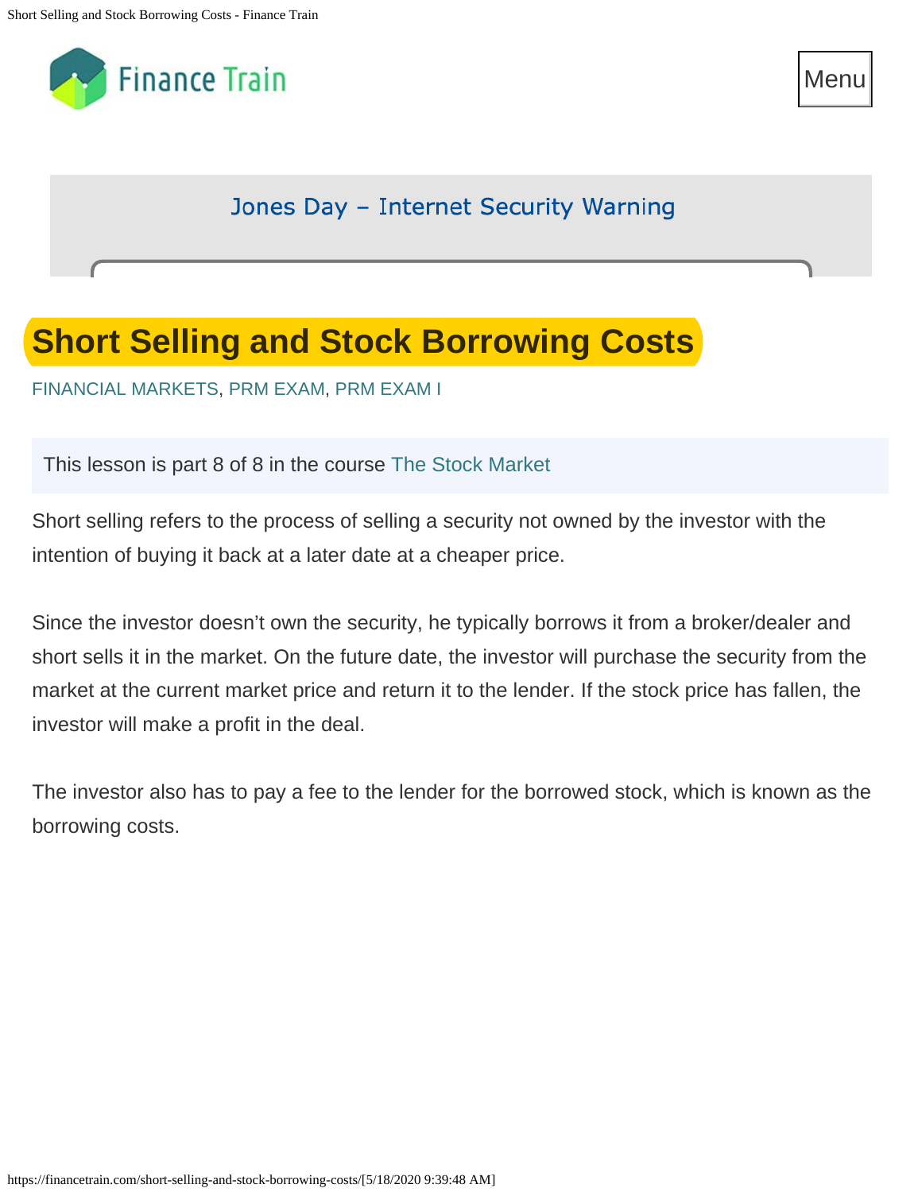# Short Selling and Stock Borrowing Costs

FINANCIAL MARKETS, PRM EXAM, PRM EXAM I

This lesson is part 8 of 8 in the course The Stock Market

Short selling refers to the process of selling a security not owned by the investor with the intention of buying it back at a later date at a cheaper price.

Since the investor doesn't own the security, he typically borrows it from a broker/dealer and short sells it in the market. On the future date, the investor will purchase the security from the market at the current market price and return it to the lender. If the stock price has fallen, the investor will make a profit in the deal.

The investor also has to pay a fee to the lender for the borrowed stock, which is known as the borrowing costs.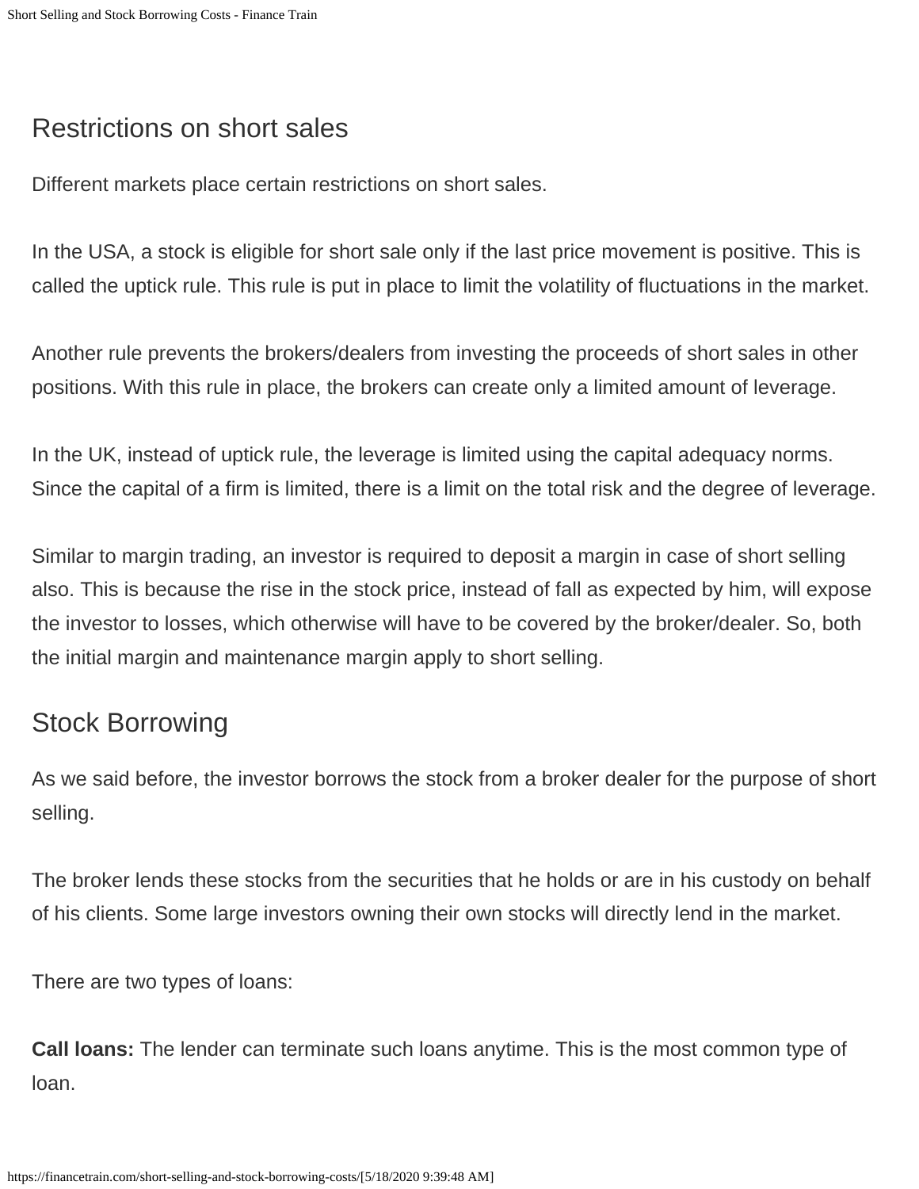## Restrictions on short sales

Different markets place certain restrictions on short sales.

In the USA, a stock is eligible for short sale only if the last price movement is positive. This is called the uptick rule. This rule is put in place to limit the volatility of fluctuations in the market.

Another rule prevents the brokers/dealers from investing the proceeds of short sales in other positions. With this rule in place, the brokers can create only a limited amount of leverage.

In the UK, instead of uptick rule, the leverage is limited using the capital adequacy norms. Since the capital of a firm is limited, there is a limit on the total risk and the degree of leverage.

Similar to margin trading, an investor is required to deposit a margin in case of short selling also. This is because the rise in the stock price, instead of fall as expected by him, will expose the investor to losses, which otherwise will have to be covered by the broker/dealer. So, both the initial margin and maintenance margin apply to short selling.

## Stock Borrowing

As we said before, the investor borrows the stock from a broker dealer for the purpose of short selling.

The broker lends these stocks from the securities that he holds or are in his custody on behalf of his clients. Some large investors owning their own stocks will directly lend in the market.

There are two types of loans:

**Call loans:** The lender can terminate such loans anytime. This is the most common type of loan.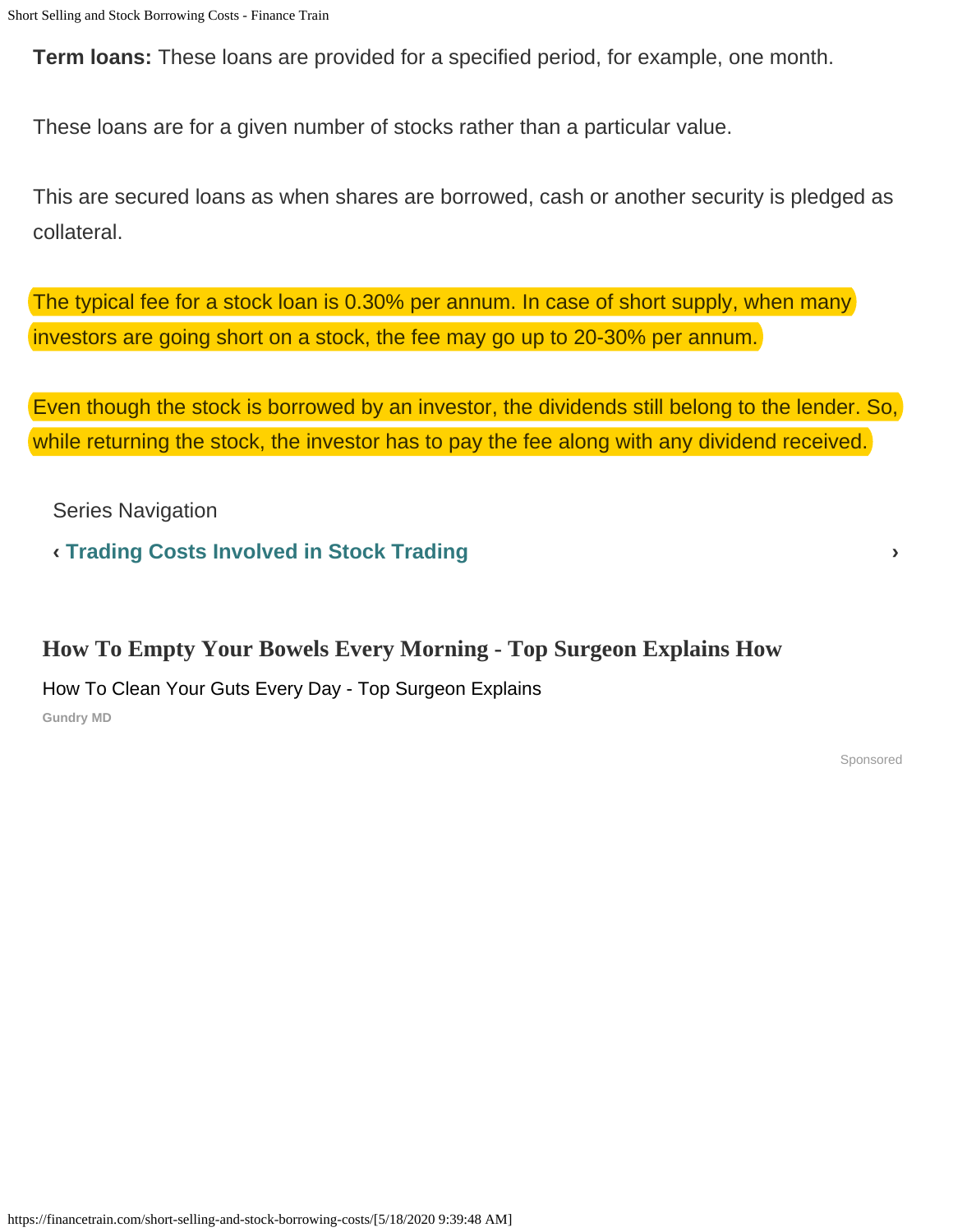**Term loans:** These loans are provided for a specified period, for example, one month.

These loans are for a given number of stocks rather than a particular value.

This are secured loans as when shares are borrowed, cash or another security is pledged as collateral.

The typical fee for a stock loan is 0.30% per annum. In case of short supply, when many investors are going short on a stock, the fee may go up to 20-30% per annum.

Even though the stock is borrowed by an investor, the dividends still belong to the lender. So, while returning the stock, the investor has to pay the fee along with any dividend received.

Series Navigation

‹ **Trading Costs Involved in Stock Trading** ›

**How To Empty Your Bowels Every Morning - Top Surgeon Explains How**

How To Clean Your Guts Every Day - Top Surgeon Explains

Gundry MD

Sponsored